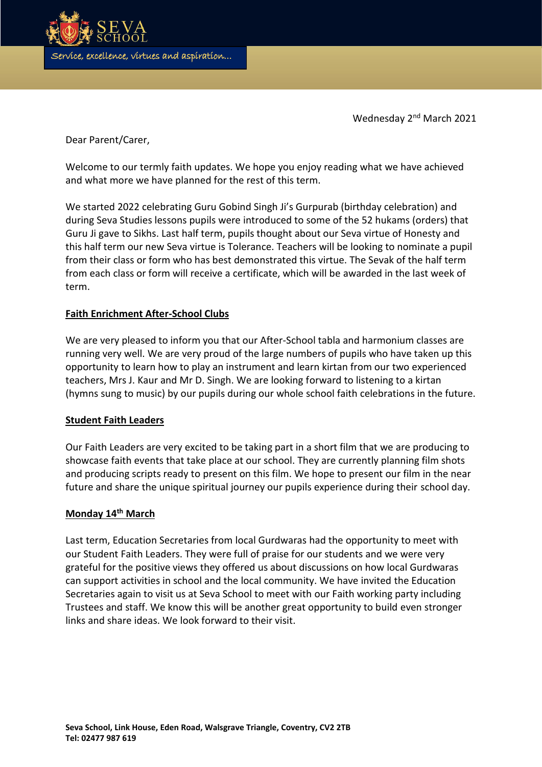SEVA SCHOOL

*Service, excellence, virtues and aspiration...*

Wednesday 2nd March 2021

Dear Parent/Carer,

Welcome to our termly faith updates. We hope you enjoy reading what we have achieved and what more we have planned for the rest of this term.

We started 2022 celebrating Guru Gobind Singh Ji's Gurpurab (birthday celebration) and during Seva Studies lessons pupils were introduced to some of the 52 hukams (orders) that Guru Ji gave to Sikhs. Last half term, pupils thought about our Seva virtue of Honesty and this half term our new Seva virtue is Tolerance. Teachers will be looking to nominate a pupil from their class or form who has best demonstrated this virtue. The Sevak of the half term from each class or form will receive a certificate, which will be awarded in the last week of term.

**Faith Enrichment After-School Clubs**

We are very pleased to inform you that our After-School tabla and harmonium classes are running very well. We are very proud of the large numbers of pupils who have taken up this opportunity to learn how to play an instrument and learn kirtan from our two experienced teachers, Mrs J. Kaur and Mr D. Singh. We are looking forward to listening to a kirtan (hymns sung to music) by our pupils during our whole school faith celebrations in the future.

**Student Faith Leaders**

Our Faith Leaders are very excited to be taking part in a short film that we are producing to showcase faith events that take place at our school. They are currently planning film shots and producing scripts ready to present on this film. We hope to present our film in the near future and share the unique spiritual journey our pupils experience during their school day.

**Monday 14th March**

Last term, Education Secretaries from local Gurdwaras had the opportunity to meet with our Student Faith Leaders. They were full of praise for our students and we were very grateful for the positive views they offered us about discussions on how local Gurdwaras can support activities in school and the local community. We have invited the Education Secretaries again to visit us at Seva School to meet with our Faith working party including Trustees and staff. We know this will be another great opportunity to build even stronger links and share ideas. We look forward to their visit.

**Seva School, Link House, Eden Road, Walsgrave Triangle, Coventry, CV2 2TB**
**Tel: 02477 987 619**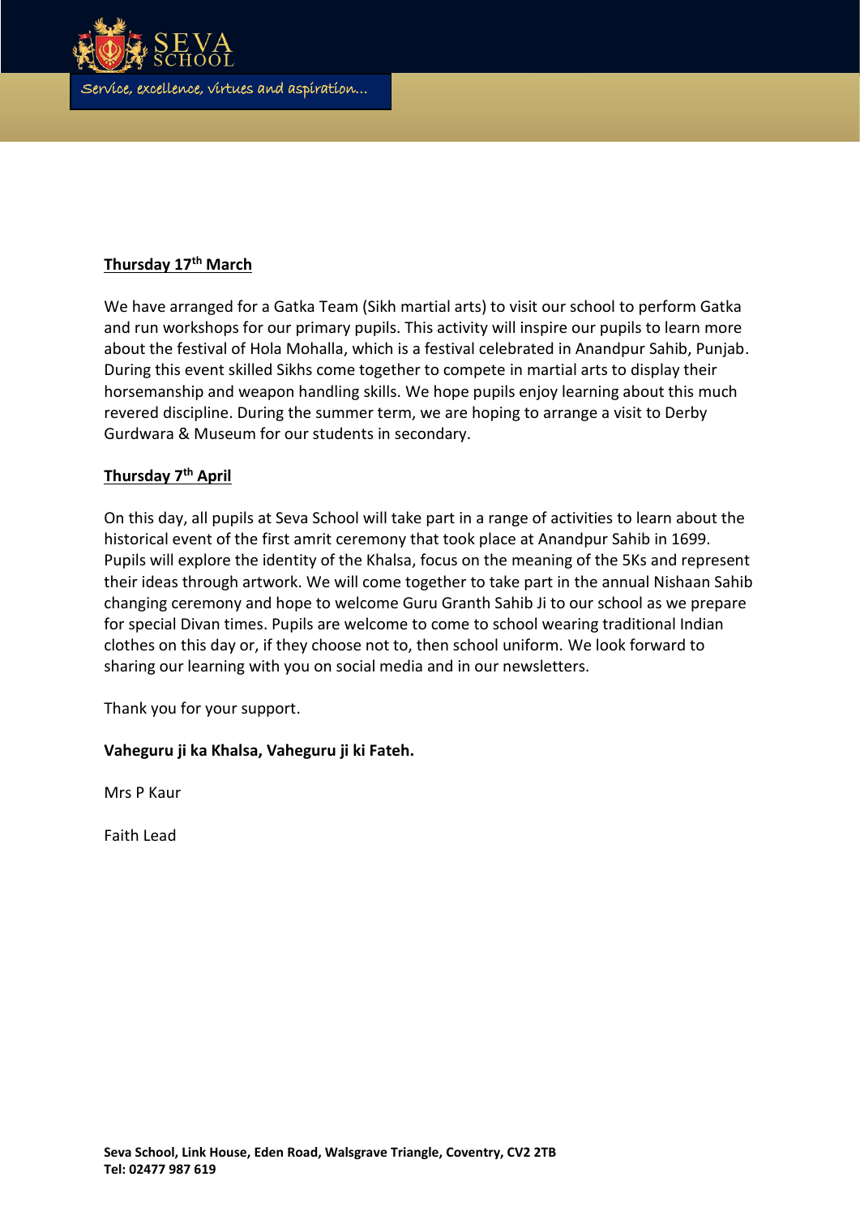**Thursday 17th March**

We have arranged for a Gatka Team (Sikh martial arts) to visit our school to perform Gatka and run workshops for our primary pupils. This activity will inspire our pupils to learn more about the festival of Hola Mohalla, which is a festival celebrated in Anandpur Sahib, Punjab. During this event skilled Sikhs come together to compete in martial arts to display their horsemanship and weapon handling skills. We hope pupils enjoy learning about this much revered discipline. During the summer term, we are hoping to arrange a visit to Derby Gurdwara & Museum for our students in secondary.

**Thursday 7th April**

On this day, all pupils at Seva School will take part in a range of activities to learn about the historical event of the first amrit ceremony that took place at Anandpur Sahib in 1699. Pupils will explore the identity of the Khalsa, focus on the meaning of the 5Ks and represent their ideas through artwork. We will come together to take part in the annual Nishaan Sahib changing ceremony and hope to welcome Guru Granth Sahib Ji to our school as we prepare for special Divan times. Pupils are welcome to come to school wearing traditional Indian clothes on this day or, if they choose not to, then school uniform. We look forward to sharing our learning with you on social media and in our newsletters.

Thank you for your support.

**Vaheguru ji ka Khalsa, Vaheguru ji ki Fateh.**

Mrs P Kaur

Faith Lead

**Seva School, Link House, Eden Road, Walsgrave Triangle, Coventry, CV2 2TB**
**Tel: 02477 987 619**